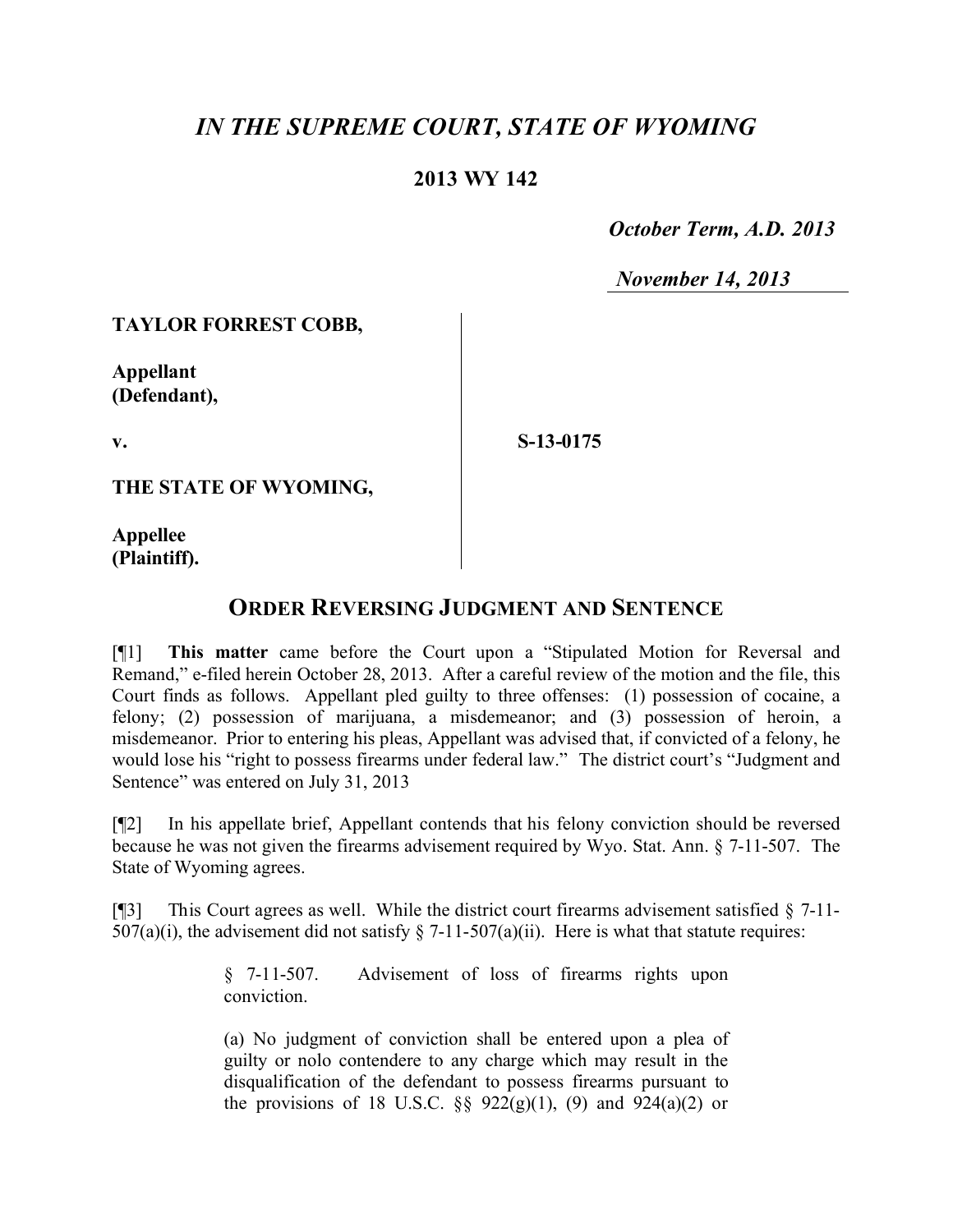# *IN THE SUPREME COURT, STATE OF WYOMING*

## 2013 WY 142

*October Term, A.D. 2013*

*November 14, 2013*

**TAYLOR FORREST COBB,**

**Appellant (Defendant),**

**v.**

**S-13-0175**

**THE STATE OF WYOMING,**

**Appellee (Plaintiff).**

## ORDER REVERSING JUDGMENT AND SENTENCE

[¶1] **This matter** came before the Court upon a "Stipulated Motion for Reversal and Remand," e-filed herein October 28, 2013. After a careful review of the motion and the file, this Court finds as follows. Appellant pled guilty to three offenses: (1) possession of cocaine, a felony; (2) possession of marijuana, a misdemeanor; and (3) possession of heroin, a misdemeanor. Prior to entering his pleas, Appellant was advised that, if convicted of a felony, he would lose his "right to possess firearms under federal law." The district court's "Judgment and Sentence" was entered on July 31, 2013

[¶2] In his appellate brief, Appellant contends that his felony conviction should be reversed because he was not given the firearms advisement required by Wyo. Stat. Ann. § 7-11-507. The State of Wyoming agrees.

[¶3] This Court agrees as well. While the district court firearms advisement satisfied § 7-11-507(a)(i), the advisement did not satisfy § 7-11-507(a)(ii). Here is what that statute requires:

> § 7-11-507. Advisement of loss of firearms rights upon conviction.
>
> (a) No judgment of conviction shall be entered upon a plea of guilty or nolo contendere to any charge which may result in the disqualification of the defendant to possess firearms pursuant to the provisions of 18 U.S.C. §§ 922(g)(1), (9) and 924(a)(2) or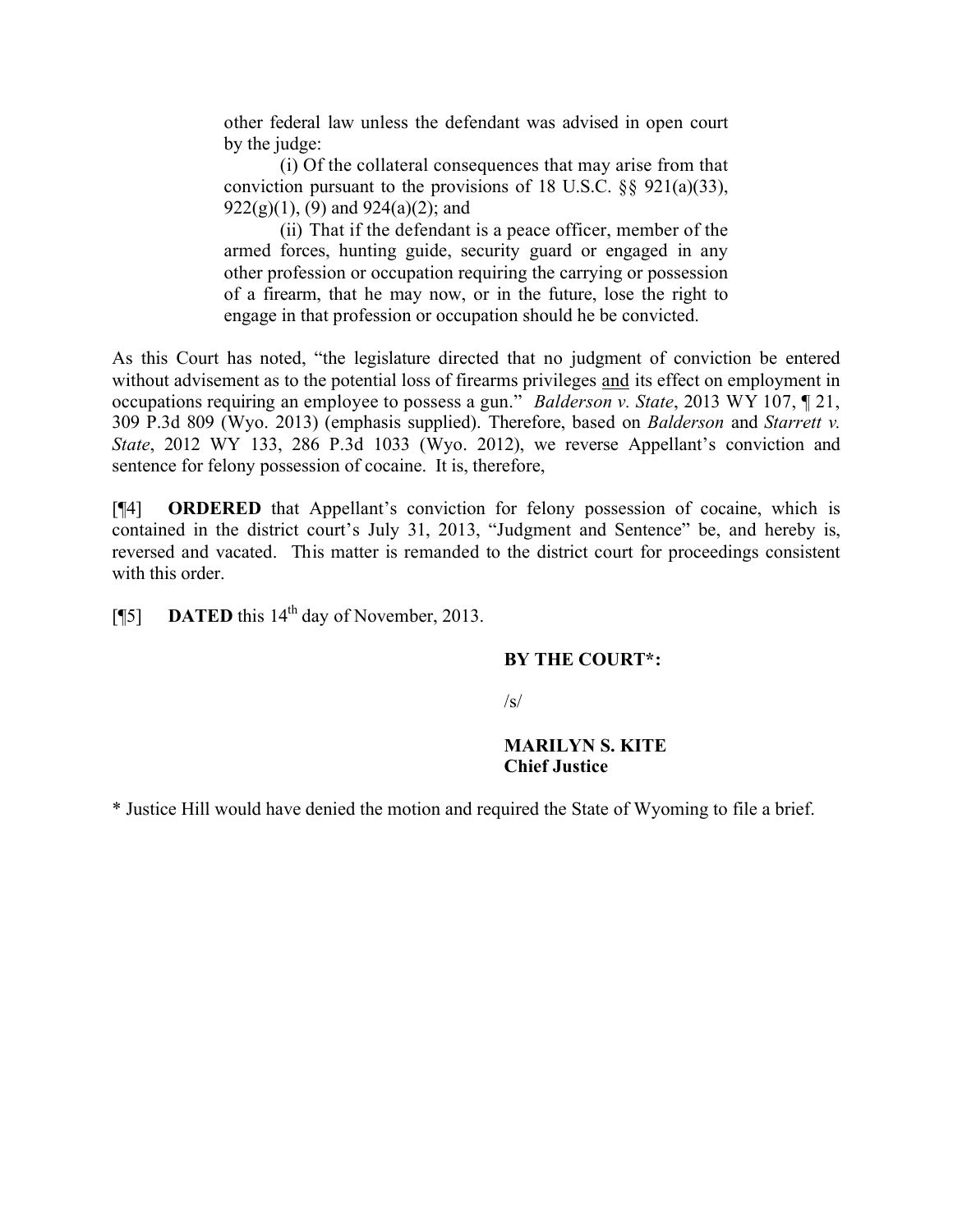> other federal law unless the defendant was advised in open court by the judge:
>
> (i) Of the collateral consequences that may arise from that conviction pursuant to the provisions of 18 U.S.C. §§ 921(a)(33), 922(g)(1), (9) and 924(a)(2); and
>
> (ii) That if the defendant is a peace officer, member of the armed forces, hunting guide, security guard or engaged in any other profession or occupation requiring the carrying or possession of a firearm, that he may now, or in the future, lose the right to engage in that profession or occupation should he be convicted.

As this Court has noted, "the legislature directed that no judgment of conviction be entered without advisement as to the potential loss of firearms privileges and its effect on employment in occupations requiring an employee to possess a gun." *Balderson v. State*, 2013 WY 107, ¶ 21, 309 P.3d 809 (Wyo. 2013) (emphasis supplied). Therefore, based on *Balderson* and *Starrett v. State*, 2012 WY 133, 286 P.3d 1033 (Wyo. 2012), we reverse Appellant's conviction and sentence for felony possession of cocaine. It is, therefore,

[¶4] **ORDERED** that Appellant's conviction for felony possession of cocaine, which is contained in the district court's July 31, 2013, "Judgment and Sentence" be, and hereby is, reversed and vacated. This matter is remanded to the district court for proceedings consistent with this order.

[¶5] **DATED** this 14th day of November, 2013.

**BY THE COURT*:**

/s/

**MARILYN S. KITE**
**Chief Justice**

* Justice Hill would have denied the motion and required the State of Wyoming to file a brief.